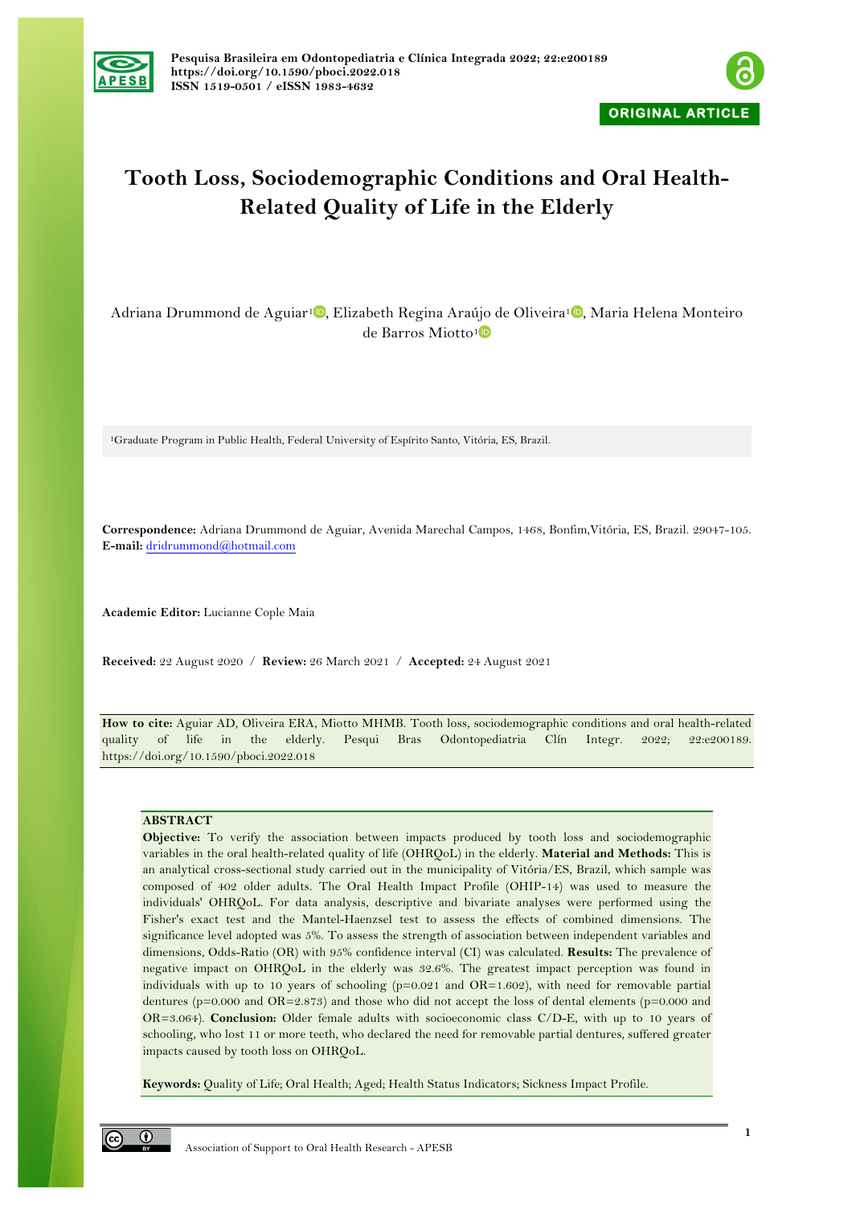ORIGINAL ARTICLE

# Tooth Loss, Sociodemographic Conditions and Oral Health-Related Quality of Life in the Elderly

Adriana Drummond de Aguiar[1], Elizabeth Regina Araújo de Oliveira[1], Maria Helena Monteiro de Barros Miotto[1]

[1]Graduate Program in Public Health, Federal University of Espírito Santo, Vitória, ES, Brazil.

**Correspondence:** Adriana Drummond de Aguiar, Avenida Marechal Campos, 1468, Bonfim,Vitória, ES, Brazil. 29047-105.
**E-mail:** dridrummond@hotmail.com

**Academic Editor:** Lucianne Cople Maia

**Received:** 22 August 2020 / **Review:** 26 March 2021 / **Accepted:** 24 August 2021

**How to cite:** Aguiar AD, Oliveira ERA, Miotto MHMB. Tooth loss, sociodemographic conditions and oral health-related quality of life in the elderly. Pesqui Bras Odontopediatria Clín Integr. 2022; 22:e200189. https://doi.org/10.1590/pboci.2022.018

## ABSTRACT

**Objective:** To verify the association between impacts produced by tooth loss and sociodemographic variables in the oral health-related quality of life (OHRQoL) in the elderly. **Material and Methods:** This is an analytical cross-sectional study carried out in the municipality of Vitória/ES, Brazil, which sample was composed of 402 older adults. The Oral Health Impact Profile (OHIP-14) was used to measure the individuals' OHRQoL. For data analysis, descriptive and bivariate analyses were performed using the Fisher's exact test and the Mantel-Haenzsel test to assess the effects of combined dimensions. The significance level adopted was 5%. To assess the strength of association between independent variables and dimensions, Odds-Ratio (OR) with 95% confidence interval (CI) was calculated. **Results:** The prevalence of negative impact on OHRQoL in the elderly was 32.6%. The greatest impact perception was found in individuals with up to 10 years of schooling ($p=0.021$ and $OR=1.602$), with need for removable partial dentures ($p=0.000$ and $OR=2.873$) and those who did not accept the loss of dental elements ($p=0.000$ and $OR=3.064$). **Conclusion:** Older female adults with socioeconomic class C/D-E, with up to 10 years of schooling, who lost 11 or more teeth, who declared the need for removable partial dentures, suffered greater impacts caused by tooth loss on OHRQoL.

**Keywords:** Quality of Life; Oral Health; Aged; Health Status Indicators; Sickness Impact Profile.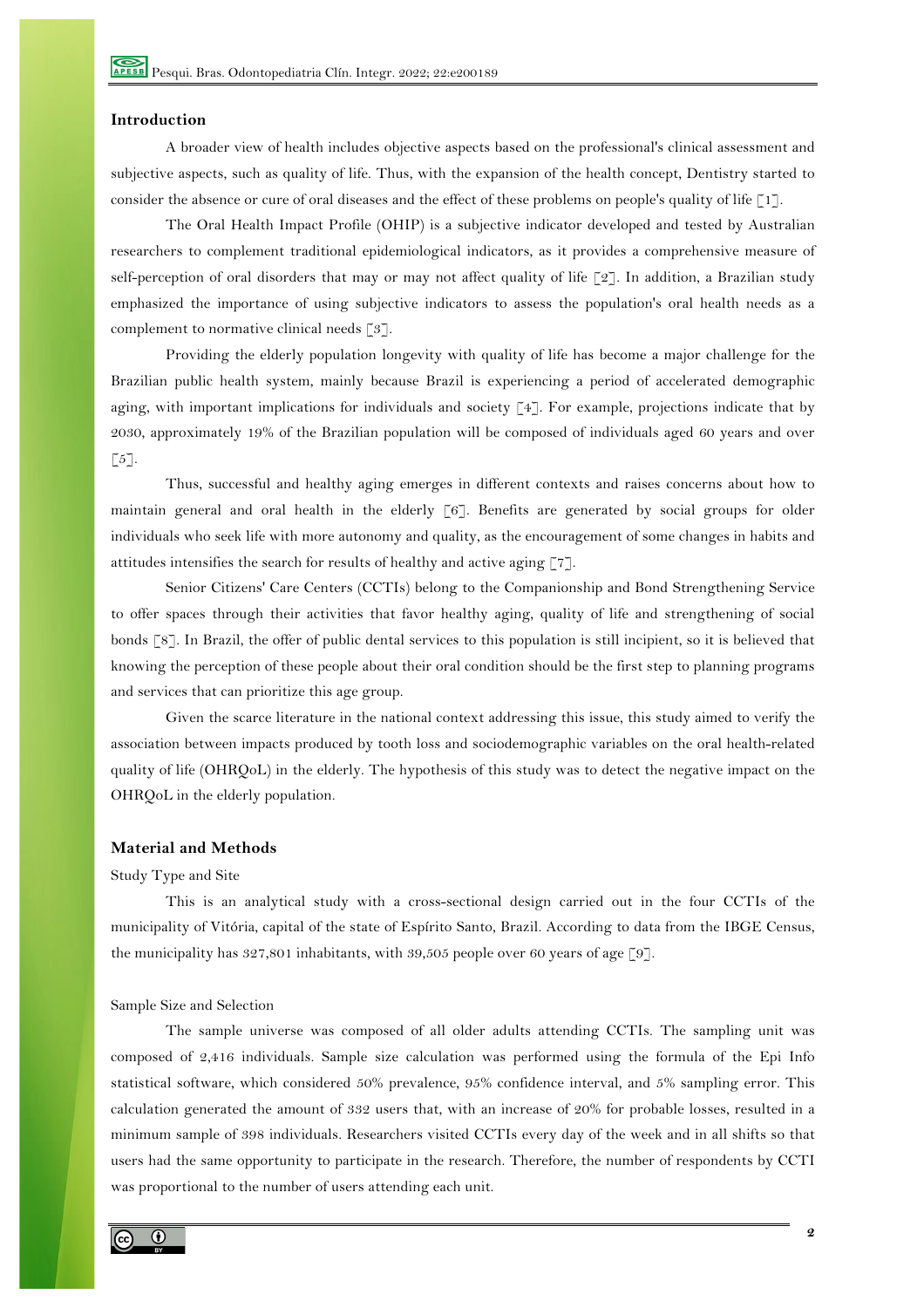## Introduction

A broader view of health includes objective aspects based on the professional's clinical assessment and subjective aspects, such as quality of life. Thus, with the expansion of the health concept, Dentistry started to consider the absence or cure of oral diseases and the effect of these problems on people's quality of life [1].

The Oral Health Impact Profile (OHIP) is a subjective indicator developed and tested by Australian researchers to complement traditional epidemiological indicators, as it provides a comprehensive measure of self-perception of oral disorders that may or may not affect quality of life [2]. In addition, a Brazilian study emphasized the importance of using subjective indicators to assess the population's oral health needs as a complement to normative clinical needs [3].

Providing the elderly population longevity with quality of life has become a major challenge for the Brazilian public health system, mainly because Brazil is experiencing a period of accelerated demographic aging, with important implications for individuals and society [4]. For example, projections indicate that by 2030, approximately 19% of the Brazilian population will be composed of individuals aged 60 years and over [5].

Thus, successful and healthy aging emerges in different contexts and raises concerns about how to maintain general and oral health in the elderly [6]. Benefits are generated by social groups for older individuals who seek life with more autonomy and quality, as the encouragement of some changes in habits and attitudes intensifies the search for results of healthy and active aging [7].

Senior Citizens' Care Centers (CCTIs) belong to the Companionship and Bond Strengthening Service to offer spaces through their activities that favor healthy aging, quality of life and strengthening of social bonds [8]. In Brazil, the offer of public dental services to this population is still incipient, so it is believed that knowing the perception of these people about their oral condition should be the first step to planning programs and services that can prioritize this age group.

Given the scarce literature in the national context addressing this issue, this study aimed to verify the association between impacts produced by tooth loss and sociodemographic variables on the oral health-related quality of life (OHRQoL) in the elderly. The hypothesis of this study was to detect the negative impact on the OHRQoL in the elderly population.

## Material and Methods

### Study Type and Site

This is an analytical study with a cross-sectional design carried out in the four CCTIs of the municipality of Vitória, capital of the state of Espírito Santo, Brazil. According to data from the IBGE Census, the municipality has 327,801 inhabitants, with 39,505 people over 60 years of age [9].

### Sample Size and Selection

The sample universe was composed of all older adults attending CCTIs. The sampling unit was composed of 2,416 individuals. Sample size calculation was performed using the formula of the Epi Info statistical software, which considered 50% prevalence, 95% confidence interval, and 5% sampling error. This calculation generated the amount of 332 users that, with an increase of 20% for probable losses, resulted in a minimum sample of 398 individuals. Researchers visited CCTIs every day of the week and in all shifts so that users had the same opportunity to participate in the research. Therefore, the number of respondents by CCTI was proportional to the number of users attending each unit.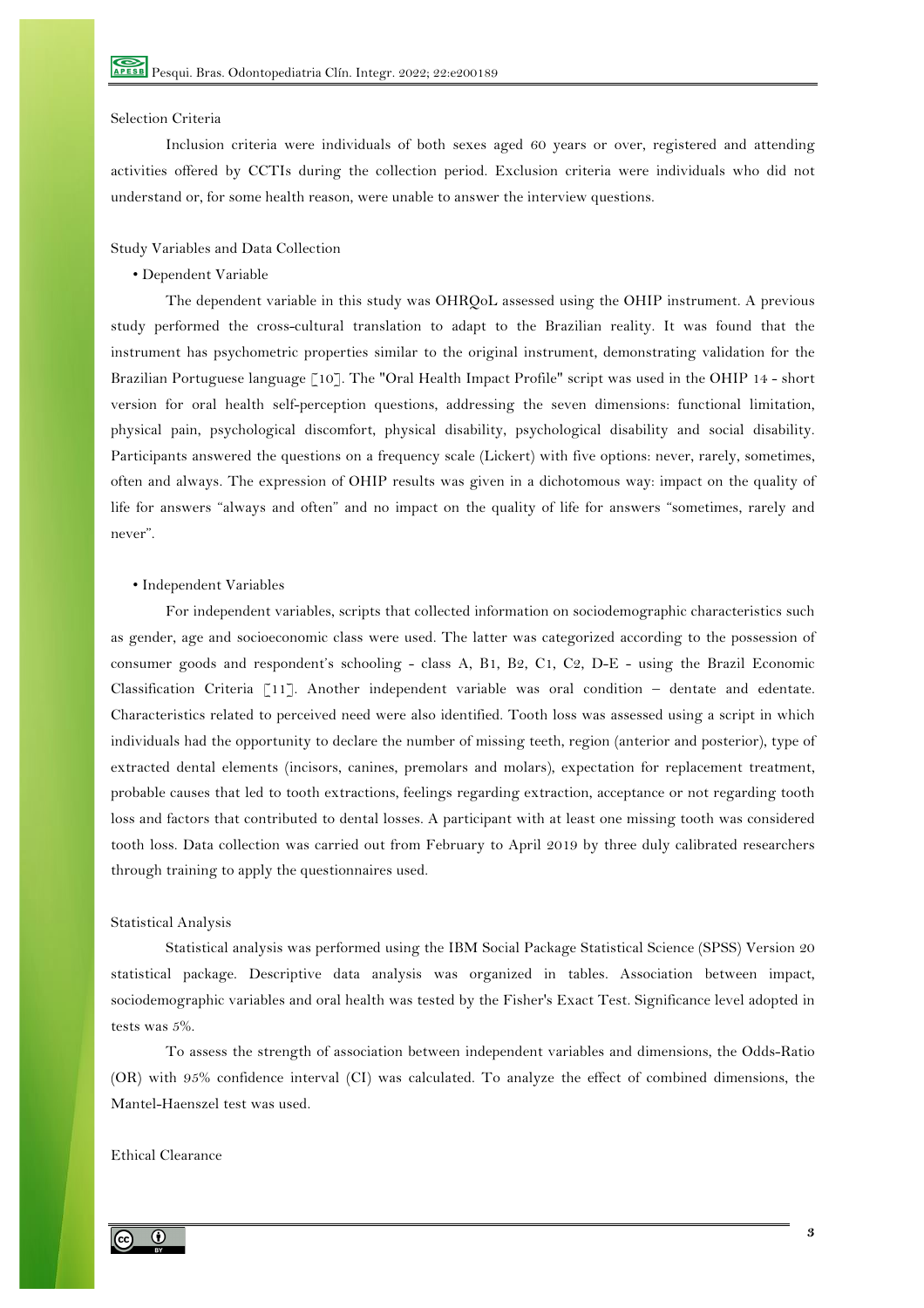### Selection Criteria

Inclusion criteria were individuals of both sexes aged 60 years or over, registered and attending activities offered by CCTIs during the collection period. Exclusion criteria were individuals who did not understand or, for some health reason, were unable to answer the interview questions.

### Study Variables and Data Collection

- Dependent Variable

The dependent variable in this study was OHRQoL assessed using the OHIP instrument. A previous study performed the cross-cultural translation to adapt to the Brazilian reality. It was found that the instrument has psychometric properties similar to the original instrument, demonstrating validation for the Brazilian Portuguese language [10]. The "Oral Health Impact Profile" script was used in the OHIP 14 - short version for oral health self-perception questions, addressing the seven dimensions: functional limitation, physical pain, psychological discomfort, physical disability, psychological disability and social disability. Participants answered the questions on a frequency scale (Lickert) with five options: never, rarely, sometimes, often and always. The expression of OHIP results was given in a dichotomous way: impact on the quality of life for answers "always and often" and no impact on the quality of life for answers "sometimes, rarely and never".

- Independent Variables

For independent variables, scripts that collected information on sociodemographic characteristics such as gender, age and socioeconomic class were used. The latter was categorized according to the possession of consumer goods and respondent's schooling - class A, B1, B2, C1, C2, D-E - using the Brazil Economic Classification Criteria [11]. Another independent variable was oral condition – dentate and edentate. Characteristics related to perceived need were also identified. Tooth loss was assessed using a script in which individuals had the opportunity to declare the number of missing teeth, region (anterior and posterior), type of extracted dental elements (incisors, canines, premolars and molars), expectation for replacement treatment, probable causes that led to tooth extractions, feelings regarding extraction, acceptance or not regarding tooth loss and factors that contributed to dental losses. A participant with at least one missing tooth was considered tooth loss. Data collection was carried out from February to April 2019 by three duly calibrated researchers through training to apply the questionnaires used.

### Statistical Analysis

Statistical analysis was performed using the IBM Social Package Statistical Science (SPSS) Version 20 statistical package. Descriptive data analysis was organized in tables. Association between impact, sociodemographic variables and oral health was tested by the Fisher's Exact Test. Significance level adopted in tests was 5%.

To assess the strength of association between independent variables and dimensions, the Odds-Ratio (OR) with 95% confidence interval (CI) was calculated. To analyze the effect of combined dimensions, the Mantel-Haenszel test was used.

### Ethical Clearance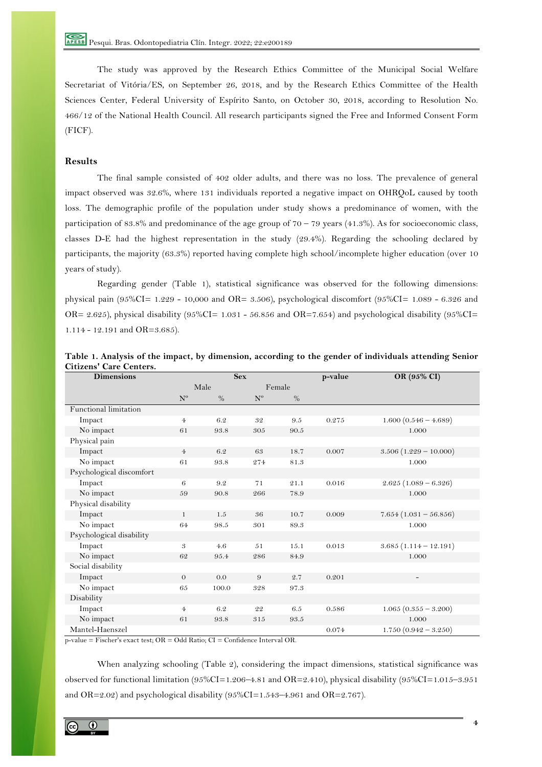The study was approved by the Research Ethics Committee of the Municipal Social Welfare Secretariat of Vitória/ES, on September 26, 2018, and by the Research Ethics Committee of the Health Sciences Center, Federal University of Espírito Santo, on October 30, 2018, according to Resolution No. 466/12 of the National Health Council. All research participants signed the Free and Informed Consent Form (FICF).

## Results

The final sample consisted of 402 older adults, and there was no loss. The prevalence of general impact observed was 32.6%, where 131 individuals reported a negative impact on OHRQoL caused by tooth loss. The demographic profile of the population under study shows a predominance of women, with the participation of 83.8% and predominance of the age group of 70 – 79 years (41.3%). As for socioeconomic class, classes D-E had the highest representation in the study (29.4%). Regarding the schooling declared by participants, the majority (63.3%) reported having complete high school/incomplete higher education (over 10 years of study).

Regarding gender (Table 1), statistical significance was observed for the following dimensions: physical pain (95%CI= 1.229 - 10,000 and OR= 3.506), psychological discomfort (95%CI= 1.089 - 6.326 and OR= 2.625), physical disability (95%CI= 1.031 - 56.856 and OR=7.654) and psychological disability (95%CI= 1.114 - 12.191 and OR=3.685).

**Table 1. Analysis of the impact, by dimension, according to the gender of individuals attending Senior Citizens' Care Centers.**

| Dimensions | Sex | | | | p-value | OR (95% CI) |
|---|---|---|---|---|---|---|
| | Male | | Female | | | |
| | Nº | % | Nº | % | | |
| Functional limitation | | | | | | |
| Impact | 4 | 6.2 | 32 | 9.5 | 0.275 | 1.600 (0.546 – 4.689) |
| No impact | 61 | 93.8 | 305 | 90.5 | | 1.000 |
| Physical pain | | | | | | |
| Impact | 4 | 6.2 | 63 | 18.7 | 0.007 | 3.506 (1.229 – 10.000) |
| No impact | 61 | 93.8 | 274 | 81.3 | | 1.000 |
| Psychological discomfort | | | | | | |
| Impact | 6 | 9.2 | 71 | 21.1 | 0.016 | 2.625 (1.089 – 6.326) |
| No impact | 59 | 90.8 | 266 | 78.9 | | 1.000 |
| Physical disability | | | | | | |
| Impact | 1 | 1.5 | 36 | 10.7 | 0.009 | 7.654 (1.031 – 56.856) |
| No impact | 64 | 98.5 | 301 | 89.3 | | 1.000 |
| Psychological disability | | | | | | |
| Impact | 3 | 4.6 | 51 | 15.1 | 0.013 | 3.685 (1.114 – 12.191) |
| No impact | 62 | 95.4 | 286 | 84.9 | | 1.000 |
| Social disability | | | | | | |
| Impact | 0 | 0.0 | 9 | 2.7 | 0.201 | - |
| No impact | 65 | 100.0 | 328 | 97.3 | | |
| Disability | | | | | | |
| Impact | 4 | 6.2 | 22 | 6.5 | 0.586 | 1.065 (0.355 – 3.200) |
| No impact | 61 | 93.8 | 315 | 93.5 | | 1.000 |
| Mantel-Haenszel | | | | | 0.074 | 1.750 (0.942 – 3.250) |

p-value = Fischer's exact test; OR = Odd Ratio; CI = Confidence Interval OR.

When analyzing schooling (Table 2), considering the impact dimensions, statistical significance was observed for functional limitation (95%CI=1.206–4.81 and OR=2.410), physical disability (95%CI=1.015–3.951 and OR=2.02) and psychological disability (95%CI=1.543–4.961 and OR=2.767).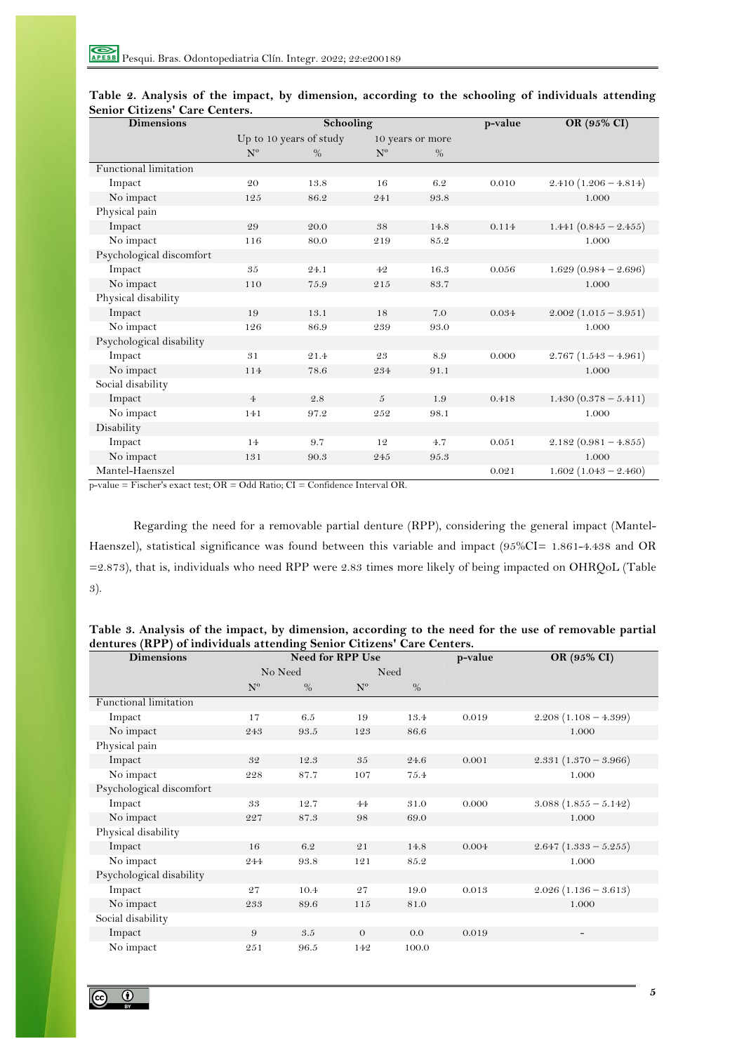**Table 2. Analysis of the impact, by dimension, according to the schooling of individuals attending Senior Citizens' Care Centers.**

| Dimensions | Schooling | | | | p-value | OR (95% CI) |
|---|---|---|---|---|---|---|
| | Up to 10 years of study | | 10 years or more | | | |
| | N° | % | N° | % | | |
| Functional limitation | | | | | | |
| Impact | 20 | 13.8 | 16 | 6.2 | 0.010 | 2.410 (1.206 – 4.814) |
| No impact | 125 | 86.2 | 241 | 93.8 | | 1.000 |
| Physical pain | | | | | | |
| Impact | 29 | 20.0 | 38 | 14.8 | 0.114 | 1.441 (0.845 – 2.455) |
| No impact | 116 | 80.0 | 219 | 85.2 | | 1.000 |
| Psychological discomfort | | | | | | |
| Impact | 35 | 24.1 | 42 | 16.3 | 0.056 | 1.629 (0.984 – 2.696) |
| No impact | 110 | 75.9 | 215 | 83.7 | | 1.000 |
| Physical disability | | | | | | |
| Impact | 19 | 13.1 | 18 | 7.0 | 0.034 | 2.002 (1.015 – 3.951) |
| No impact | 126 | 86.9 | 239 | 93.0 | | 1.000 |
| Psychological disability | | | | | | |
| Impact | 31 | 21.4 | 23 | 8.9 | 0.000 | 2.767 (1.543 – 4.961) |
| No impact | 114 | 78.6 | 234 | 91.1 | | 1.000 |
| Social disability | | | | | | |
| Impact | 4 | 2.8 | 5 | 1.9 | 0.418 | 1.430 (0.378 – 5.411) |
| No impact | 141 | 97.2 | 252 | 98.1 | | 1.000 |
| Disability | | | | | | |
| Impact | 14 | 9.7 | 12 | 4.7 | 0.051 | 2.182 (0.981 – 4.855) |
| No impact | 131 | 90.3 | 245 | 95.3 | | 1.000 |
| Mantel-Haenszel | | | | | 0.021 | 1.602 (1.043 – 2.460) |

p-value = Fischer's exact test; OR = Odd Ratio; CI = Confidence Interval OR.

Regarding the need for a removable partial denture (RPP), considering the general impact (Mantel-Haenszel), statistical significance was found between this variable and impact (95%CI= 1.861-4.438 and OR =2.873), that is, individuals who need RPP were 2.83 times more likely of being impacted on OHRQoL (Table 3).

**Table 3. Analysis of the impact, by dimension, according to the need for the use of removable partial dentures (RPP) of individuals attending Senior Citizens' Care Centers.**

| Dimensions | Need for RPP Use | | | | p-value | OR (95% CI) |
|---|---|---|---|---|---|---|
| | No Need | | Need | | | |
| | N° | % | N° | % | | |
| Functional limitation | | | | | | |
| Impact | 17 | 6.5 | 19 | 13.4 | 0.019 | 2.208 (1.108 – 4.399) |
| No impact | 243 | 93.5 | 123 | 86.6 | | 1.000 |
| Physical pain | | | | | | |
| Impact | 32 | 12.3 | 35 | 24.6 | 0.001 | 2.331 (1.370 – 3.966) |
| No impact | 228 | 87.7 | 107 | 75.4 | | 1.000 |
| Psychological discomfort | | | | | | |
| Impact | 33 | 12.7 | 44 | 31.0 | 0.000 | 3.088 (1.855 – 5.142) |
| No impact | 227 | 87.3 | 98 | 69.0 | | 1.000 |
| Physical disability | | | | | | |
| Impact | 16 | 6.2 | 21 | 14.8 | 0.004 | 2.647 (1.333 – 5.255) |
| No impact | 244 | 93.8 | 121 | 85.2 | | 1.000 |
| Psychological disability | | | | | | |
| Impact | 27 | 10.4 | 27 | 19.0 | 0.013 | 2.026 (1.136 – 3.613) |
| No impact | 233 | 89.6 | 115 | 81.0 | | 1.000 |
| Social disability | | | | | | |
| Impact | 9 | 3.5 | 0 | 0.0 | 0.019 | - |
| No impact | 251 | 96.5 | 142 | 100.0 | | |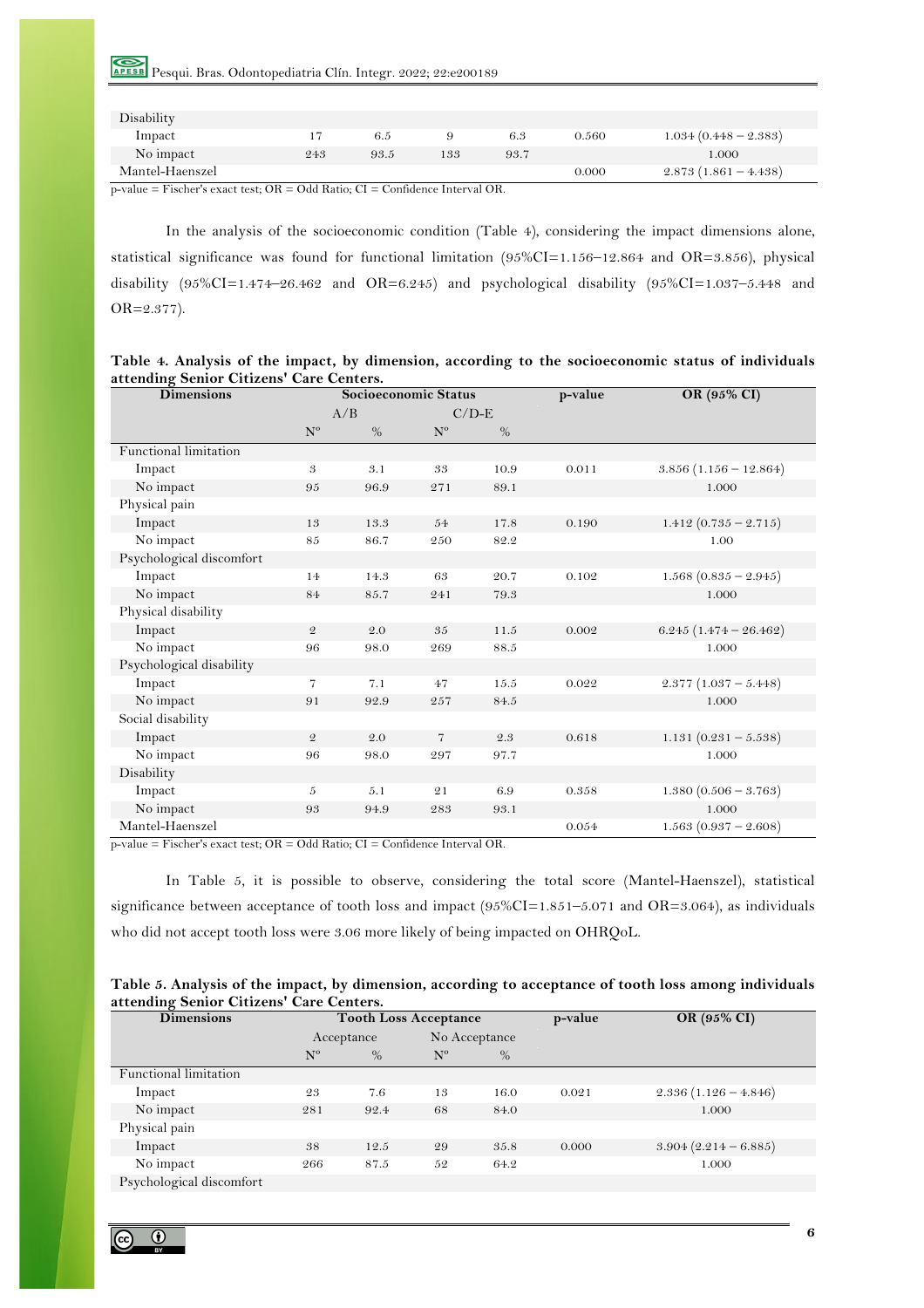| Disability | | | | | | |
|---|---|---|---|---|---|---|
| Impact | 17 | 6.5 | 9 | 6.3 | 0.560 | 1.034 (0.448 – 2.383) |
| No impact | 243 | 93.5 | 133 | 93.7 | | 1.000 |
| Mantel-Haenszel | | | | | 0.000 | 2.873 (1.861 – 4.438) |

p-value = Fischer's exact test; OR = Odd Ratio; CI = Confidence Interval OR.

In the analysis of the socioeconomic condition (Table 4), considering the impact dimensions alone, statistical significance was found for functional limitation (95%CI=1.156–12.864 and OR=3.856), physical disability (95%CI=1.474–26.462 and OR=6.245) and psychological disability (95%CI=1.037–5.448 and OR=2.377).

**Table 4. Analysis of the impact, by dimension, according to the socioeconomic status of individuals attending Senior Citizens' Care Centers.**

| Dimensions | Socioeconomic Status | | | | p-value | OR (95% CI) |
|---|---|---|---|---|---|---|
| | A/B | | C/D-E | | | |
| | Nº | % | Nº | % | | |
| Functional limitation | | | | | | |
| Impact | 3 | 3.1 | 33 | 10.9 | 0.011 | 3.856 (1.156 – 12.864) |
| No impact | 95 | 96.9 | 271 | 89.1 | | 1.000 |
| Physical pain | | | | | | |
| Impact | 13 | 13.3 | 54 | 17.8 | 0.190 | 1.412 (0.735 – 2.715) |
| No impact | 85 | 86.7 | 250 | 82.2 | | 1.00 |
| Psychological discomfort | | | | | | |
| Impact | 14 | 14.3 | 63 | 20.7 | 0.102 | 1.568 (0.835 – 2.945) |
| No impact | 84 | 85.7 | 241 | 79.3 | | 1.000 |
| Physical disability | | | | | | |
| Impact | 2 | 2.0 | 35 | 11.5 | 0.002 | 6.245 (1.474 – 26.462) |
| No impact | 96 | 98.0 | 269 | 88.5 | | 1.000 |
| Psychological disability | | | | | | |
| Impact | 7 | 7.1 | 47 | 15.5 | 0.022 | 2.377 (1.037 – 5.448) |
| No impact | 91 | 92.9 | 257 | 84.5 | | 1.000 |
| Social disability | | | | | | |
| Impact | 2 | 2.0 | 7 | 2.3 | 0.618 | 1.131 (0.231 – 5.538) |
| No impact | 96 | 98.0 | 297 | 97.7 | | 1.000 |
| Disability | | | | | | |
| Impact | 5 | 5.1 | 21 | 6.9 | 0.358 | 1.380 (0.506 – 3.763) |
| No impact | 93 | 94.9 | 283 | 93.1 | | 1.000 |
| Mantel-Haenszel | | | | | 0.054 | 1.563 (0.937 – 2.608) |

p-value = Fischer's exact test; OR = Odd Ratio; CI = Confidence Interval OR.

In Table 5, it is possible to observe, considering the total score (Mantel-Haenszel), statistical significance between acceptance of tooth loss and impact (95%CI=1.851–5.071 and OR=3.064), as individuals who did not accept tooth loss were 3.06 more likely of being impacted on OHRQoL.

**Table 5. Analysis of the impact, by dimension, according to acceptance of tooth loss among individuals attending Senior Citizens' Care Centers.**

| Dimensions | Tooth Loss Acceptance | | | | p-value | OR (95% CI) |
|---|---|---|---|---|---|---|
| | Acceptance | | No Acceptance | | | |
| | Nº | % | Nº | % | | |
| Functional limitation | | | | | | |
| Impact | 23 | 7.6 | 13 | 16.0 | 0.021 | 2.336 (1.126 – 4.846) |
| No impact | 281 | 92.4 | 68 | 84.0 | | 1.000 |
| Physical pain | | | | | | |
| Impact | 38 | 12.5 | 29 | 35.8 | 0.000 | 3.904 (2.214 – 6.885) |
| No impact | 266 | 87.5 | 52 | 64.2 | | 1.000 |
| Psychological discomfort | | | | | | |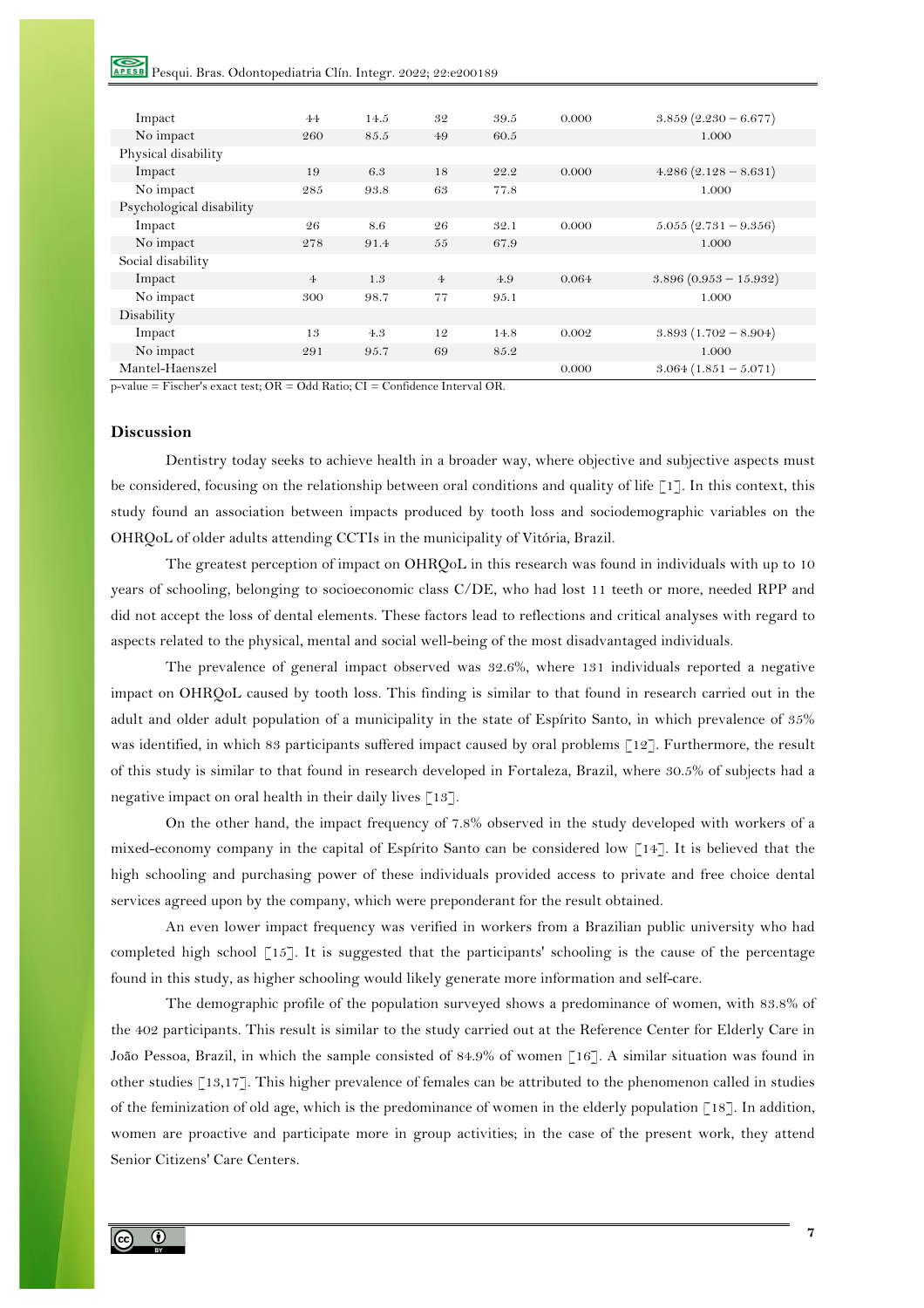| | | | | | | |
|---|---|---|---|---|---|---|
| Impact | 44 | 14.5 | 32 | 39.5 | 0.000 | 3.859 (2.230 – 6.677) |
| No impact | 260 | 85.5 | 49 | 60.5 | | 1.000 |
| Physical disability | | | | | | |
| Impact | 19 | 6.3 | 18 | 22.2 | 0.000 | 4.286 (2.128 – 8.631) |
| No impact | 285 | 93.8 | 63 | 77.8 | | 1.000 |
| Psychological disability | | | | | | |
| Impact | 26 | 8.6 | 26 | 32.1 | 0.000 | 5.055 (2.731 – 9.356) |
| No impact | 278 | 91.4 | 55 | 67.9 | | 1.000 |
| Social disability | | | | | | |
| Impact | 4 | 1.3 | 4 | 4.9 | 0.064 | 3.896 (0.953 – 15.932) |
| No impact | 300 | 98.7 | 77 | 95.1 | | 1.000 |
| Disability | | | | | | |
| Impact | 13 | 4.3 | 12 | 14.8 | 0.002 | 3.893 (1.702 – 8.904) |
| No impact | 291 | 95.7 | 69 | 85.2 | | 1.000 |
| Mantel-Haenszel | | | | | 0.000 | 3.064 (1.851 – 5.071) |

p-value = Fischer's exact test; OR = Odd Ratio; CI = Confidence Interval OR.

## Discussion

Dentistry today seeks to achieve health in a broader way, where objective and subjective aspects must be considered, focusing on the relationship between oral conditions and quality of life [1]. In this context, this study found an association between impacts produced by tooth loss and sociodemographic variables on the OHRQoL of older adults attending CCTIs in the municipality of Vitória, Brazil.

The greatest perception of impact on OHRQoL in this research was found in individuals with up to 10 years of schooling, belonging to socioeconomic class C/DE, who had lost 11 teeth or more, needed RPP and did not accept the loss of dental elements. These factors lead to reflections and critical analyses with regard to aspects related to the physical, mental and social well-being of the most disadvantaged individuals.

The prevalence of general impact observed was 32.6%, where 131 individuals reported a negative impact on OHRQoL caused by tooth loss. This finding is similar to that found in research carried out in the adult and older adult population of a municipality in the state of Espírito Santo, in which prevalence of 35% was identified, in which 83 participants suffered impact caused by oral problems [12]. Furthermore, the result of this study is similar to that found in research developed in Fortaleza, Brazil, where 30.5% of subjects had a negative impact on oral health in their daily lives [13].

On the other hand, the impact frequency of 7.8% observed in the study developed with workers of a mixed-economy company in the capital of Espírito Santo can be considered low [14]. It is believed that the high schooling and purchasing power of these individuals provided access to private and free choice dental services agreed upon by the company, which were preponderant for the result obtained.

An even lower impact frequency was verified in workers from a Brazilian public university who had completed high school [15]. It is suggested that the participants' schooling is the cause of the percentage found in this study, as higher schooling would likely generate more information and self-care.

The demographic profile of the population surveyed shows a predominance of women, with 83.8% of the 402 participants. This result is similar to the study carried out at the Reference Center for Elderly Care in João Pessoa, Brazil, in which the sample consisted of 84.9% of women [16]. A similar situation was found in other studies [13,17]. This higher prevalence of females can be attributed to the phenomenon called in studies of the feminization of old age, which is the predominance of women in the elderly population [18]. In addition, women are proactive and participate more in group activities; in the case of the present work, they attend Senior Citizens' Care Centers.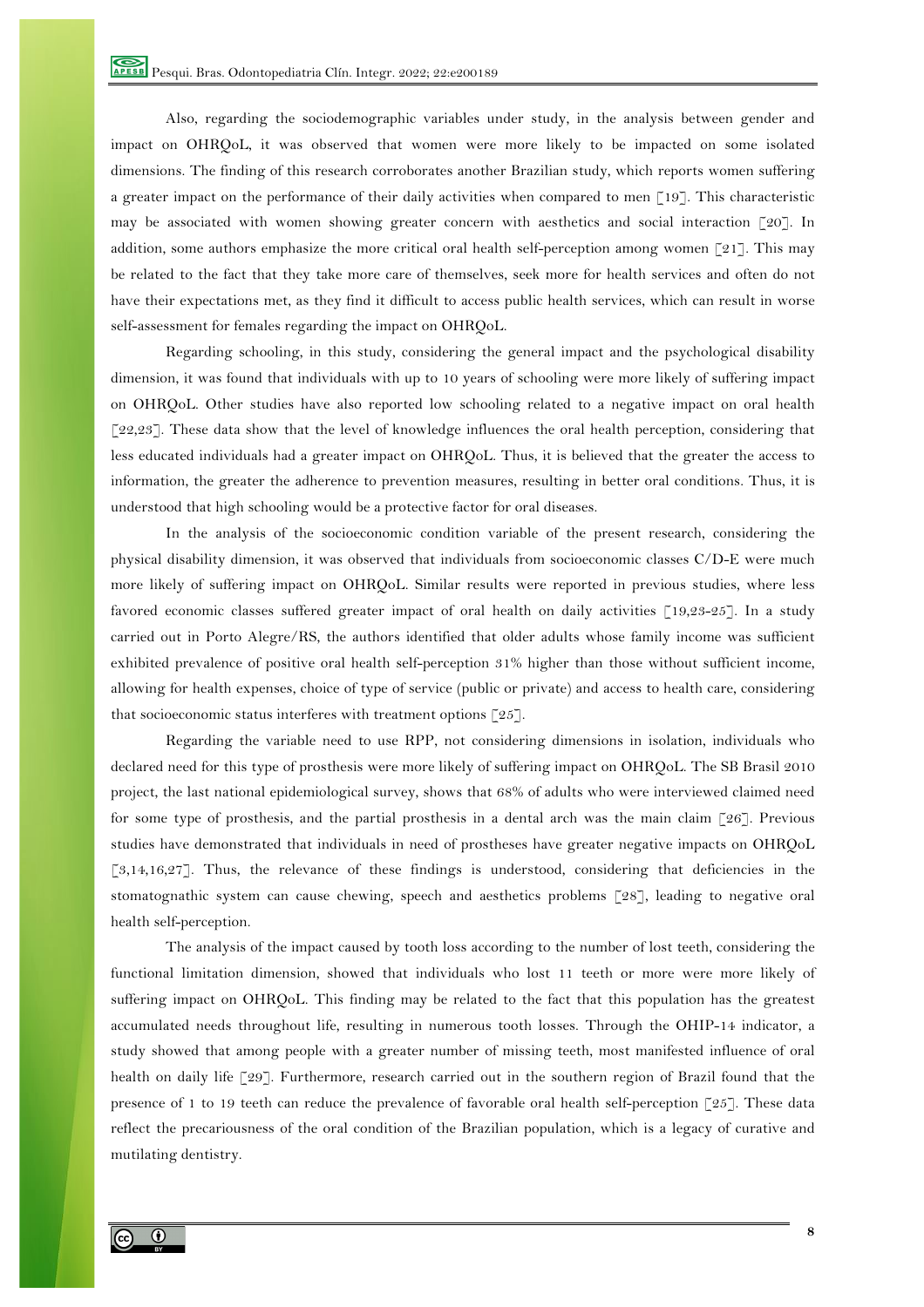Also, regarding the sociodemographic variables under study, in the analysis between gender and impact on OHRQoL, it was observed that women were more likely to be impacted on some isolated dimensions. The finding of this research corroborates another Brazilian study, which reports women suffering a greater impact on the performance of their daily activities when compared to men [19]. This characteristic may be associated with women showing greater concern with aesthetics and social interaction [20]. In addition, some authors emphasize the more critical oral health self-perception among women [21]. This may be related to the fact that they take more care of themselves, seek more for health services and often do not have their expectations met, as they find it difficult to access public health services, which can result in worse self-assessment for females regarding the impact on OHRQoL.

Regarding schooling, in this study, considering the general impact and the psychological disability dimension, it was found that individuals with up to 10 years of schooling were more likely of suffering impact on OHRQoL. Other studies have also reported low schooling related to a negative impact on oral health [22,23]. These data show that the level of knowledge influences the oral health perception, considering that less educated individuals had a greater impact on OHRQoL. Thus, it is believed that the greater the access to information, the greater the adherence to prevention measures, resulting in better oral conditions. Thus, it is understood that high schooling would be a protective factor for oral diseases.

In the analysis of the socioeconomic condition variable of the present research, considering the physical disability dimension, it was observed that individuals from socioeconomic classes C/D-E were much more likely of suffering impact on OHRQoL. Similar results were reported in previous studies, where less favored economic classes suffered greater impact of oral health on daily activities [19,23-25]. In a study carried out in Porto Alegre/RS, the authors identified that older adults whose family income was sufficient exhibited prevalence of positive oral health self-perception 31% higher than those without sufficient income, allowing for health expenses, choice of type of service (public or private) and access to health care, considering that socioeconomic status interferes with treatment options [25].

Regarding the variable need to use RPP, not considering dimensions in isolation, individuals who declared need for this type of prosthesis were more likely of suffering impact on OHRQoL. The SB Brasil 2010 project, the last national epidemiological survey, shows that 68% of adults who were interviewed claimed need for some type of prosthesis, and the partial prosthesis in a dental arch was the main claim [26]. Previous studies have demonstrated that individuals in need of prostheses have greater negative impacts on OHRQoL [3,14,16,27]. Thus, the relevance of these findings is understood, considering that deficiencies in the stomatognathic system can cause chewing, speech and aesthetics problems [28], leading to negative oral health self-perception.

The analysis of the impact caused by tooth loss according to the number of lost teeth, considering the functional limitation dimension, showed that individuals who lost 11 teeth or more were more likely of suffering impact on OHRQoL. This finding may be related to the fact that this population has the greatest accumulated needs throughout life, resulting in numerous tooth losses. Through the OHIP-14 indicator, a study showed that among people with a greater number of missing teeth, most manifested influence of oral health on daily life [29]. Furthermore, research carried out in the southern region of Brazil found that the presence of 1 to 19 teeth can reduce the prevalence of favorable oral health self-perception [25]. These data reflect the precariousness of the oral condition of the Brazilian population, which is a legacy of curative and mutilating dentistry.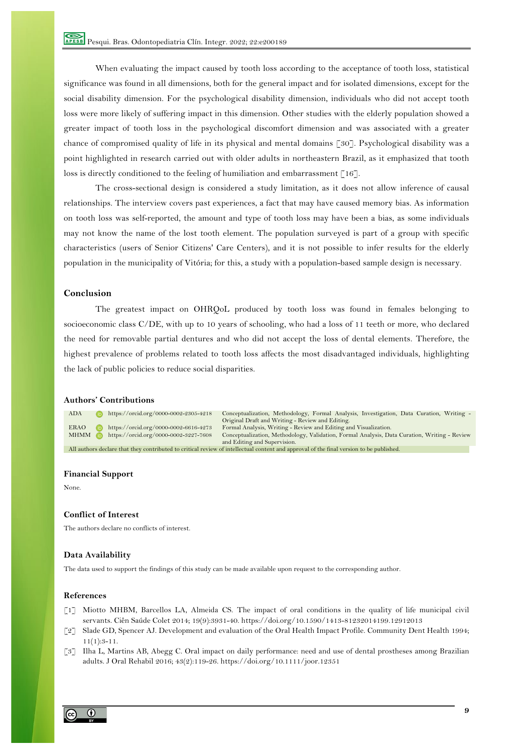When evaluating the impact caused by tooth loss according to the acceptance of tooth loss, statistical significance was found in all dimensions, both for the general impact and for isolated dimensions, except for the social disability dimension. For the psychological disability dimension, individuals who did not accept tooth loss were more likely of suffering impact in this dimension. Other studies with the elderly population showed a greater impact of tooth loss in the psychological discomfort dimension and was associated with a greater chance of compromised quality of life in its physical and mental domains [30]. Psychological disability was a point highlighted in research carried out with older adults in northeastern Brazil, as it emphasized that tooth loss is directly conditioned to the feeling of humiliation and embarrassment [16].

The cross-sectional design is considered a study limitation, as it does not allow inference of causal relationships. The interview covers past experiences, a fact that may have caused memory bias. As information on tooth loss was self-reported, the amount and type of tooth loss may have been a bias, as some individuals may not know the name of the lost tooth element. The population surveyed is part of a group with specific characteristics (users of Senior Citizens' Care Centers), and it is not possible to infer results for the elderly population in the municipality of Vitória; for this, a study with a population-based sample design is necessary.

## Conclusion

The greatest impact on OHRQoL produced by tooth loss was found in females belonging to socioeconomic class C/DE, with up to 10 years of schooling, who had a loss of 11 teeth or more, who declared the need for removable partial dentures and who did not accept the loss of dental elements. Therefore, the highest prevalence of problems related to tooth loss affects the most disadvantaged individuals, highlighting the lack of public policies to reduce social disparities.

## Authors' Contributions

| | | |
|---|---|---|
| ADA | https://orcid.org/0000-0002-2305-4218 | Conceptualization, Methodology, Formal Analysis, Investigation, Data Curation, Writing - Original Draft and Writing - Review and Editing. |
| ERAO | https://orcid.org/0000-0002-6616-4273 | Formal Analysis, Writing - Review and Editing and Visualization. |
| MHMM | https://orcid.org/0000-0002-3227-7608 | Conceptualization, Methodology, Validation, Formal Analysis, Data Curation, Writing - Review and Editing and Supervision. |

All authors declare that they contributed to critical review of intellectual content and approval of the final version to be published.

## Financial Support

None.

## Conflict of Interest

The authors declare no conflicts of interest.

## Data Availability

The data used to support the findings of this study can be made available upon request to the corresponding author.

## References

[1] Miotto MHBM, Barcellos LA, Almeida CS. The impact of oral conditions in the quality of life municipal civil servants. Ciên Saúde Colet 2014; 19(9):3931-40. https://doi.org/10.1590/1413-81232014199.12912013

[2] Slade GD, Spencer AJ. Development and evaluation of the Oral Health Impact Profile. Community Dent Health 1994; 11(1):3-11.

[3] Ilha L, Martins AB, Abegg C. Oral impact on daily performance: need and use of dental prostheses among Brazilian adults. J Oral Rehabil 2016; 43(2):119-26. https://doi.org/10.1111/joor.12351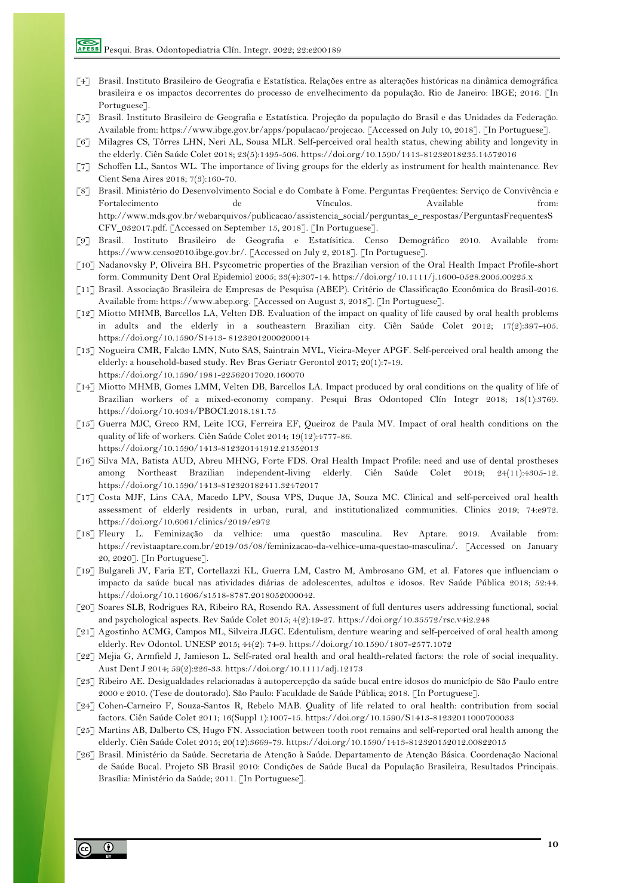[4] Brasil. Instituto Brasileiro de Geografia e Estatística. Relações entre as alterações históricas na dinâmica demográfica brasileira e os impactos decorrentes do processo de envelhecimento da população. Rio de Janeiro: IBGE; 2016. [In Portuguese].

[5] Brasil. Instituto Brasileiro de Geografia e Estatística. Projeção da população do Brasil e das Unidades da Federação. Available from: https://www.ibge.gov.br/apps/populacao/projecao. [Accessed on July 10, 2018]. [In Portuguese].

[6] Milagres CS, Tôrres LHN, Neri AL, Sousa MLR. Self-perceived oral health status, chewing ability and longevity in the elderly. Ciên Saúde Colet 2018; 23(5):1495-506. https://doi.org/10.1590/1413-81232018235.14572016

[7] Schoffen LL, Santos WL. The importance of living groups for the elderly as instrument for health maintenance. Rev Cient Sena Aires 2018; 7(3):160-70.

[8] Brasil. Ministério do Desenvolvimento Social e do Combate à Fome. Perguntas Freqüentes: Serviço de Convivência e Fortalecimento de Vínculos. Available from: http://www.mds.gov.br/webarquivos/publicacao/assistencia_social/perguntas_e_respostas/PerguntasFrequentesSCFV_032017.pdf. [Accessed on September 15, 2018]. [In Portuguese].

[9] Brasil. Instituto Brasileiro de Geografia e Estatísitica. Censo Demográfico 2010. Available from: https://www.censo2010.ibge.gov.br/. [Accessed on July 2, 2018]. [In Portuguese].

[10] Nadanovsky P, Oliveira BH. Psycometric properties of the Brazilian version of the Oral Health Impact Profile-short form. Community Dent Oral Epidemiol 2005; 33(4):307-14. https://doi.org/10.1111/j.1600-0528.2005.00225.x

[11] Brasil. Associação Brasileira de Empresas de Pesquisa (ABEP). Critério de Classificação Econômica do Brasil-2016. Available from: https://www.abep.org. [Accessed on August 3, 2018]. [In Portuguese].

[12] Miotto MHMB, Barcellos LA, Velten DB. Evaluation of the impact on quality of life caused by oral health problems in adults and the elderly in a southeastern Brazilian city. Ciên Saúde Colet 2012; 17(2):397-405. https://doi.org/10.1590/S1413- 81232012000200014

[13] Nogueira CMR, Falcão LMN, Nuto SAS, Saintrain MVL, Vieira-Meyer APGF. Self-perceived oral health among the elderly: a household-based study. Rev Bras Geriatr Gerontol 2017; 20(1):7-19. https://doi.org/10.1590/1981-22562017020.160070

[14] Miotto MHMB, Gomes LMM, Velten DB, Barcellos LA. Impact produced by oral conditions on the quality of life of Brazilian workers of a mixed-economy company. Pesqui Bras Odontoped Clín Integr 2018; 18(1):3769. https://doi.org/10.4034/PBOCI.2018.181.75

[15] Guerra MJC, Greco RM, Leite ICG, Ferreira EF, Queiroz de Paula MV. Impact of oral health conditions on the quality of life of workers. Ciên Saúde Colet 2014; 19(12):4777-86. https://doi.org/10.1590/1413-812320141912.21352013

[16] Silva MA, Batista AUD, Abreu MHNG, Forte FDS. Oral Health Impact Profile: need and use of dental prostheses among Northeast Brazilian independent-living elderly. Ciên Saúde Colet 2019; 24(11):4305-12. https://doi.org/10.1590/1413-812320182411.32472017

[17] Costa MJF, Lins CAA, Macedo LPV, Sousa VPS, Duque JA, Souza MC. Clinical and self-perceived oral health assessment of elderly residents in urban, rural, and institutionalized communities. Clinics 2019; 74:e972. https://doi.org/10.6061/clinics/2019/e972

[18] Fleury L. Feminização da velhice: uma questão masculina. Rev Aptare. 2019. Available from: https://revistaaptare.com.br/2019/03/08/feminizacao-da-velhice-uma-questao-masculina/. [Accessed on January 20, 2020]. [In Portuguese].

[19] Bulgareli JV, Faria ET, Cortellazzi KL, Guerra LM, Castro M, Ambrosano GM, et al. Fatores que influenciam o impacto da saúde bucal nas atividades diárias de adolescentes, adultos e idosos. Rev Saúde Pública 2018; 52:44. https://doi.org/10.11606/s1518-8787.2018052000042.

[20] Soares SLB, Rodrigues RA, Ribeiro RA, Rosendo RA. Assessment of full dentures users addressing functional, social and psychological aspects. Rev Saúde Colet 2015; 4(2):19-27. https://doi.org/10.35572/rsc.v4i2.248

[21] Agostinho ACMG, Campos ML, Silveira JLGC. Edentulism, denture wearing and self-perceived of oral health among elderly. Rev Odontol. UNESP 2015; 44(2): 74-9. https://doi.org/10.1590/1807-2577.1072

[22] Mejia G, Armfield J, Jamieson L. Self-rated oral health and oral health-related factors: the role of social inequality. Aust Dent J 2014; 59(2):226-33. https://doi.org/10.1111/adj.12173

[23] Ribeiro AE. Desigualdades relacionadas à autopercepção da saúde bucal entre idosos do município de São Paulo entre 2000 e 2010. (Tese de doutorado). São Paulo: Faculdade de Saúde Pública; 2018. [In Portuguese].

[24] Cohen-Carneiro F, Souza-Santos R, Rebelo MAB. Quality of life related to oral health: contribution from social factors. Ciên Saúde Colet 2011; 16(Suppl 1):1007-15. https://doi.org/10.1590/S1413-81232011000700033

[25] Martins AB, Dalberto CS, Hugo FN. Association between tooth root remains and self-reported oral health among the elderly. Ciên Saúde Colet 2015; 20(12):3669-79. https://doi.org/10.1590/1413-812320152012.00822015

[26] Brasil. Ministério da Saúde. Secretaria de Atenção à Saúde. Departamento de Atenção Básica. Coordenação Nacional de Saúde Bucal. Projeto SB Brasil 2010: Condições de Saúde Bucal da População Brasileira, Resultados Principais. Brasília: Ministério da Saúde; 2011. [In Portuguese].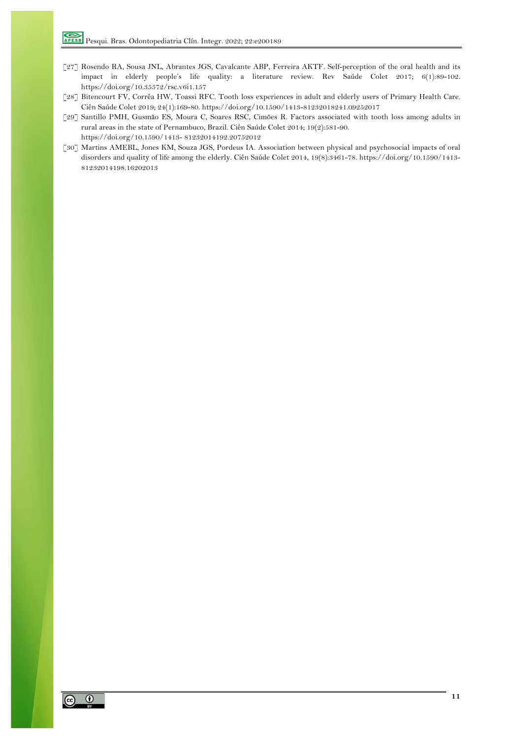[27] Rosendo RA, Sousa JNL, Abrantes JGS, Cavalcante ABP, Ferreira AKTF. Self-perception of the oral health and its impact in elderly people's life quality: a literature review. Rev Saúde Colet 2017; 6(1):89-102. https://doi.org/10.35572/rsc.v6i1.157

[28] Bitencourt FV, Corrêa HW, Toassi RFC. Tooth loss experiences in adult and elderly users of Primary Health Care. Ciên Saúde Colet 2019; 24(1):169-80. https://doi.org/10.1590/1413-81232018241.09252017

[29] Santillo PMH, Gusmão ES, Moura C, Soares RSC, Cimões R. Factors associated with tooth loss among adults in rural areas in the state of Pernambuco, Brazil. Ciên Saúde Colet 2014; 19(2):581-90. https://doi.org/10.1590/1413- 81232014192.20752012

[30] Martins AMEBL, Jones KM, Souza JGS, Pordeus IA. Association between physical and psychosocial impacts of oral disorders and quality of life among the elderly. Ciên Saúde Colet 2014, 19(8):3461-78. https://doi.org/10.1590/1413-81232014198.16202013